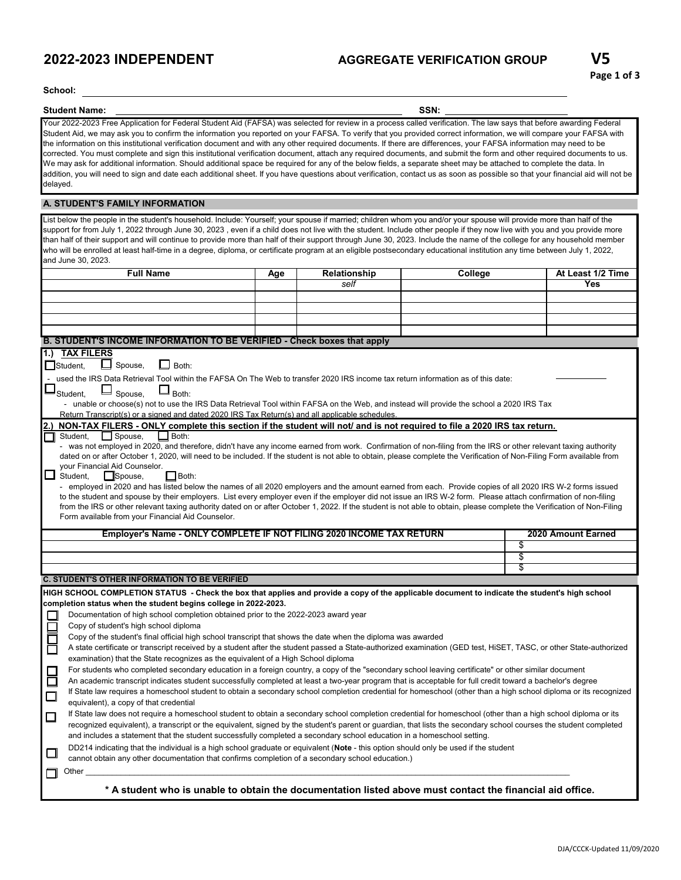# 2022-2023 INDEPENDENT

## AGGREGATE VERIFICATION GROUP

## V5

**School:** ______________________________________________

**Student Name:** ______________________________ **SSN:** ____________________

Your 2022-2023 Free Application for Federal Student Aid (FAFSA) was selected for review in a process called verification. The law says that before awarding Federal Student Aid, we may ask you to confirm the information you reported on your FAFSA. To verify that you provided correct information, we will compare your FAFSA with the information on this institutional verification document and with any other required documents. If there are differences, your FAFSA information may need to be corrected. You must complete and sign this institutional verification document, attach any required documents, and submit the form and other required documents to us. We may ask for additional information. Should additional space be required for any of the below fields, a separate sheet may be attached to complete the data. In addition, you will need to sign and date each additional sheet. If you have questions about verification, contact us as soon as possible so that your financial aid will not be delayed.

### A. STUDENT'S FAMILY INFORMATION

List below the people in the student's household. Include: Yourself; your spouse if married; children whom you and/or your spouse will provide more than half of the support for from July 1, 2022 through June 30, 2023 , even if a child does not live with the student. Include other people if they now live with you and you provide more than half of their support and will continue to provide more than half of their support through June 30, 2023. Include the name of the college for any household member who will be enrolled at least half-time in a degree, diploma, or certificate program at an eligible postsecondary educational institution any time between July 1, 2022, and June 30, 2023.

| Full Name | Age | Relationship | College | At Least 1/2 Time |
|---|---|---|---|---|
| | | *self* | | Yes |
| | | | | |
| | | | | |
| | | | | |
| | | | | |

### B. STUDENT'S INCOME INFORMATION TO BE VERIFIED - Check boxes that apply

**1.) TAX FILERS**

☐ Student, ☐ Spouse, ☐ Both:

- used the IRS Data Retrieval Tool within the FAFSA On The Web to transfer 2020 IRS income tax return information as of this date: __________

☐ Student, ☐ Spouse, ☐ Both:

- unable or choose(s) not to use the IRS Data Retrieval Tool within FAFSA on the Web, and instead will provide the school a 2020 IRS Tax Return Transcript(s) or a signed and dated 2020 IRS Tax Return(s) and all applicable schedules.

**2.) NON-TAX FILERS - ONLY complete this section if the student will not/ and is not required to file a 2020 IRS tax return.**

☐ Student, ☐ Spouse, ☐ Both:

- was not employed in 2020, and therefore, didn't have any income earned from work. Confirmation of non-filing from the IRS or other relevant taxing authority dated on or after October 1, 2020, will need to be included. If the student is not able to obtain, please complete the Verification of Non-Filing Form available from your Financial Aid Counselor.

☐ Student, ☐ Spouse, ☐ Both:

- employed in 2020 and has listed below the names of all 2020 employers and the amount earned from each. Provide copies of all 2020 IRS W-2 forms issued to the student and spouse by their employers. List every employer even if the employer did not issue an IRS W-2 form. Please attach confirmation of non-filing from the IRS or other relevant taxing authority dated on or after October 1, 2022. If the student is not able to obtain, please complete the Verification of Non-Filing Form available from your Financial Aid Counselor.

| Employer's Name - ONLY COMPLETE IF NOT FILING 2020 INCOME TAX RETURN | 2020 Amount Earned |
|---|---|
| | $ |
| | $ |
| | $ |

### C. STUDENT'S OTHER INFORMATION TO BE VERIFIED

**HIGH SCHOOL COMPLETION STATUS - Check the box that applies and provide a copy of the applicable document to indicate the student's high school completion status when the student begins college in 2022-2023.**

- ☐ Documentation of high school completion obtained prior to the 2022-2023 award year
- ☐ Copy of student's high school diploma
- ☐ Copy of the student's final official high school transcript that shows the date when the diploma was awarded
- ☐ A state certificate or transcript received by a student after the student passed a State-authorized examination (GED test, HiSET, TASC, or other State-authorized examination) that the State recognizes as the equivalent of a High School diploma
- ☐ For students who completed secondary education in a foreign country, a copy of the "secondary school leaving certificate" or other similar document
- ☐ An academic transcript indicates student successfully completed at least a two-year program that is acceptable for full credit toward a bachelor's degree
- ☐ If State law requires a homeschool student to obtain a secondary school completion credential for homeschool (other than a high school diploma or its recognized equivalent), a copy of that credential
- ☐ If State law does not require a homeschool student to obtain a secondary school completion credential for homeschool (other than a high school diploma or its recognized equivalent), a transcript or the equivalent, signed by the student's parent or guardian, that lists the secondary school courses the student completed and includes a statement that the student successfully completed a secondary school education in a homeschool setting.
- ☐ DD214 indicating that the individual is a high school graduate or equivalent (**Note** - this option should only be used if the student cannot obtain any other documentation that confirms completion of a secondary school education.)
- ☐ Other ________________________________________________

**\* A student who is unable to obtain the documentation listed above must contact the financial aid office.**

DJA/CCCK-Updated 11/09/2020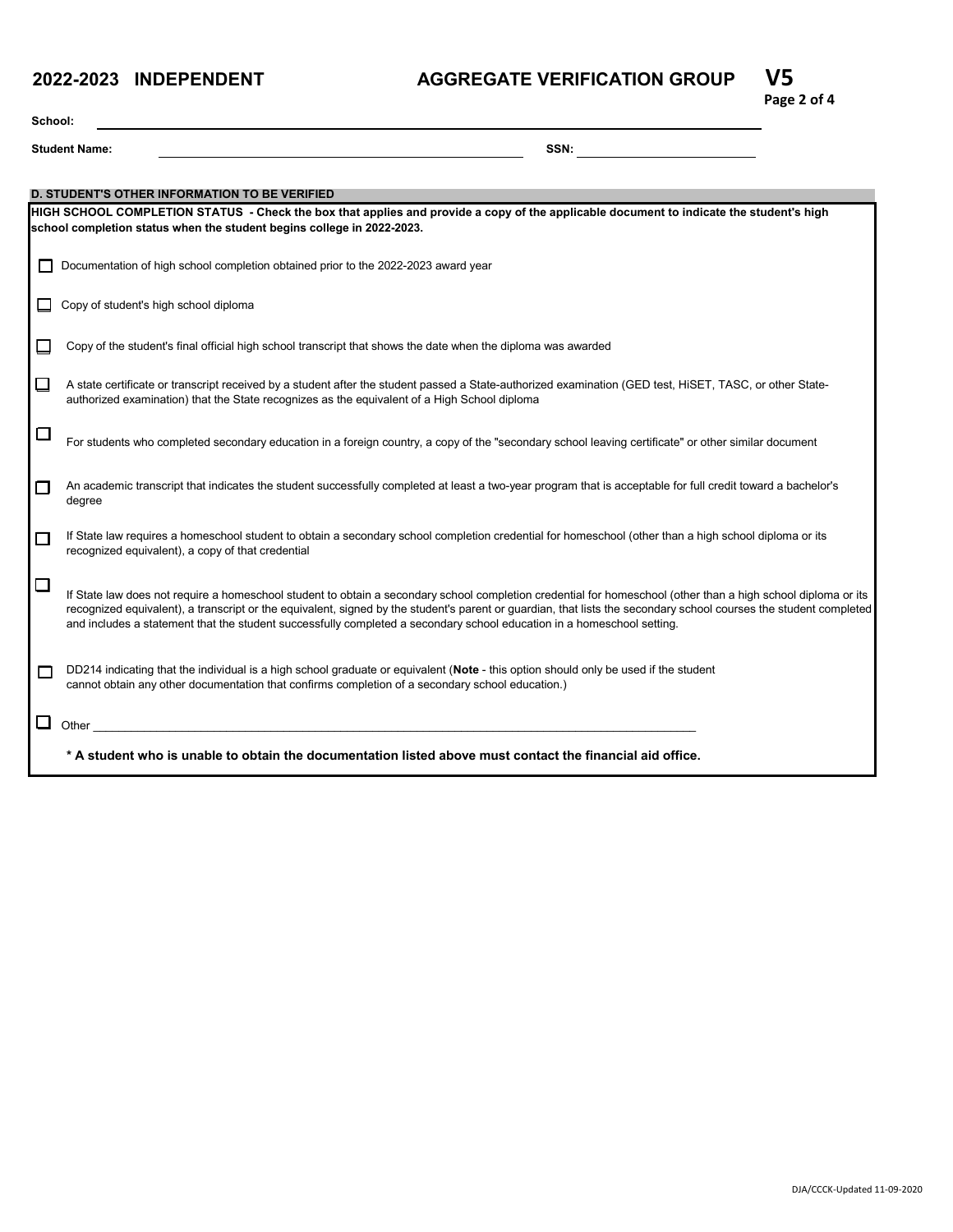**2022-2023 INDEPENDENT** **AGGREGATE VERIFICATION GROUP** **V5**

**School:** ______________________________________________

**Student Name:** ______________________________ **SSN:** ____________________

**D. STUDENT'S OTHER INFORMATION TO BE VERIFIED**

**HIGH SCHOOL COMPLETION STATUS - Check the box that applies and provide a copy of the applicable document to indicate the student's high school completion status when the student begins college in 2022-2023.**

- ☐ Documentation of high school completion obtained prior to the 2022-2023 award year
- ☐ Copy of student's high school diploma
- ☐ Copy of the student's final official high school transcript that shows the date when the diploma was awarded
- ☐ A state certificate or transcript received by a student after the student passed a State-authorized examination (GED test, HiSET, TASC, or other State-authorized examination) that the State recognizes as the equivalent of a High School diploma
- ☐ For students who completed secondary education in a foreign country, a copy of the "secondary school leaving certificate" or other similar document
- ☐ An academic transcript that indicates the student successfully completed at least a two-year program that is acceptable for full credit toward a bachelor's degree
- ☐ If State law requires a homeschool student to obtain a secondary school completion credential for homeschool (other than a high school diploma or its recognized equivalent), a copy of that credential
- ☐ If State law does not require a homeschool student to obtain a secondary school completion credential for homeschool (other than a high school diploma or its recognized equivalent), a transcript or the equivalent, signed by the student's parent or guardian, that lists the secondary school courses the student completed and includes a statement that the student successfully completed a secondary school education in a homeschool setting.
- ☐ DD214 indicating that the individual is a high school graduate or equivalent (**Note** - this option should only be used if the student cannot obtain any other documentation that confirms completion of a secondary school education.)
- ☐ Other ____________________________________________

**\* A student who is unable to obtain the documentation listed above must contact the financial aid office.**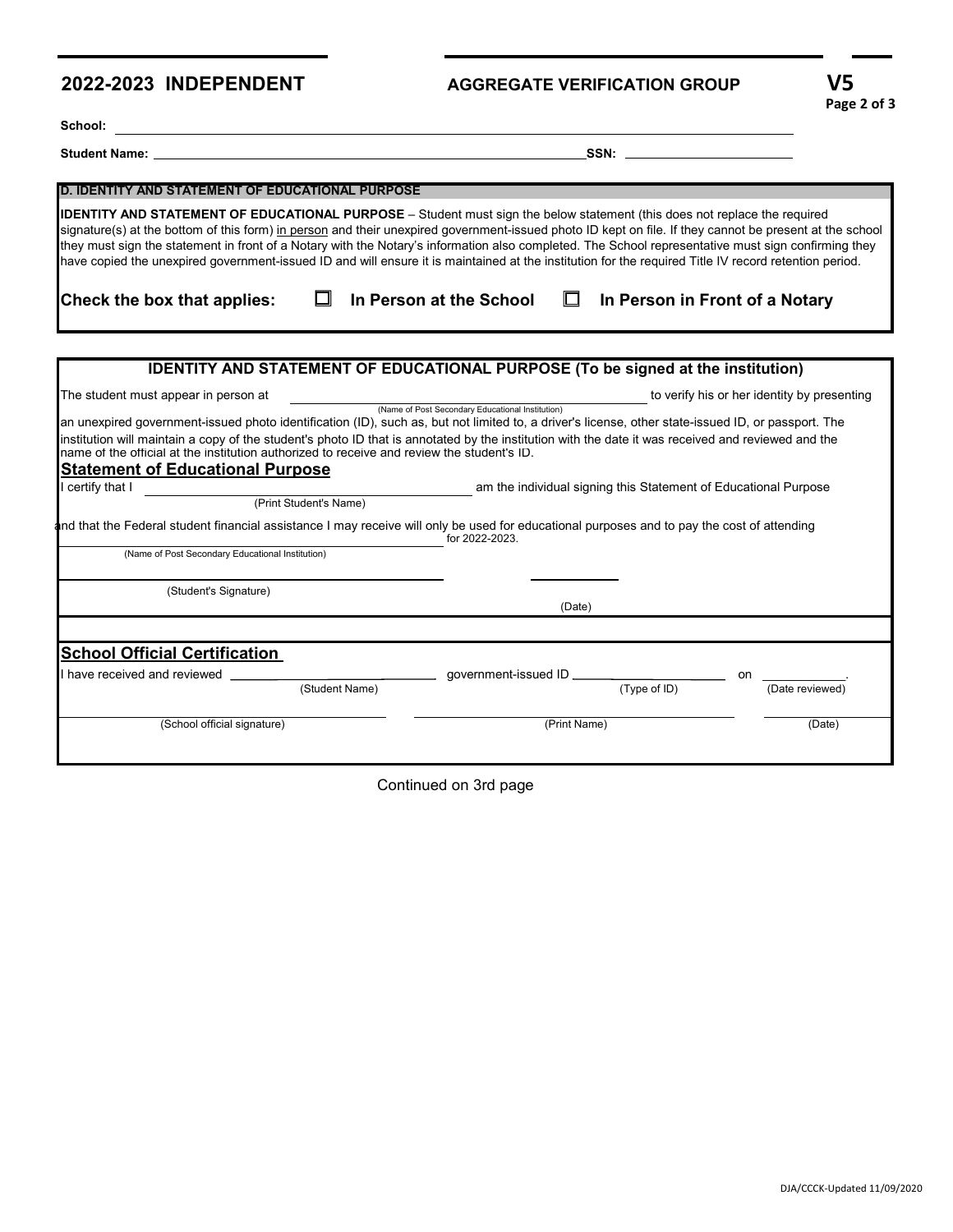# 2022-2023 INDEPENDENT

**AGGREGATE VERIFICATION GROUP** **V5**

**School:** ______________________________________________

**Student Name:** ______________________________________________ **SSN:** ____________________

**D. IDENTITY AND STATEMENT OF EDUCATIONAL PURPOSE**

**IDENTITY AND STATEMENT OF EDUCATIONAL PURPOSE** – Student must sign the below statement (this does not replace the required signature(s) at the bottom of this form) in person and their unexpired government-issued photo ID kept on file. If they cannot be present at the school they must sign the statement in front of a Notary with the Notary's information also completed. The School representative must sign confirming they have copied the unexpired government-issued ID and will ensure it is maintained at the institution for the required Title IV record retention period.

**Check the box that applies:** ☐ **In Person at the School** ☐ **In Person in Front of a Notary**

## IDENTITY AND STATEMENT OF EDUCATIONAL PURPOSE (To be signed at the institution)

The student must appear in person at ______________________________ (Name of Post Secondary Educational Institution) to verify his or her identity by presenting an unexpired government-issued photo identification (ID), such as, but not limited to, a driver's license, other state-issued ID, or passport. The institution will maintain a copy of the student's photo ID that is annotated by the institution with the date it was received and reviewed and the name of the official at the institution authorized to receive and review the student's ID.

### Statement of Educational Purpose

I certify that I ______________________________ (Print Student's Name) am the individual signing this Statement of Educational Purpose and that the Federal student financial assistance I may receive will only be used for educational purposes and to pay the cost of attending ______________________________ (Name of Post Secondary Educational Institution) for 2022-2023.

______________________________ (Student's Signature) ____________ (Date)

### School Official Certification

I have received and reviewed ____________________ (Student Name) government-issued ID ____________________ (Type of ID) on ____________ (Date reviewed).

______________________________ (School official signature) ______________________________ (Print Name) ____________ (Date)

Continued on 3rd page

DJA/CCCK-Updated 11/09/2020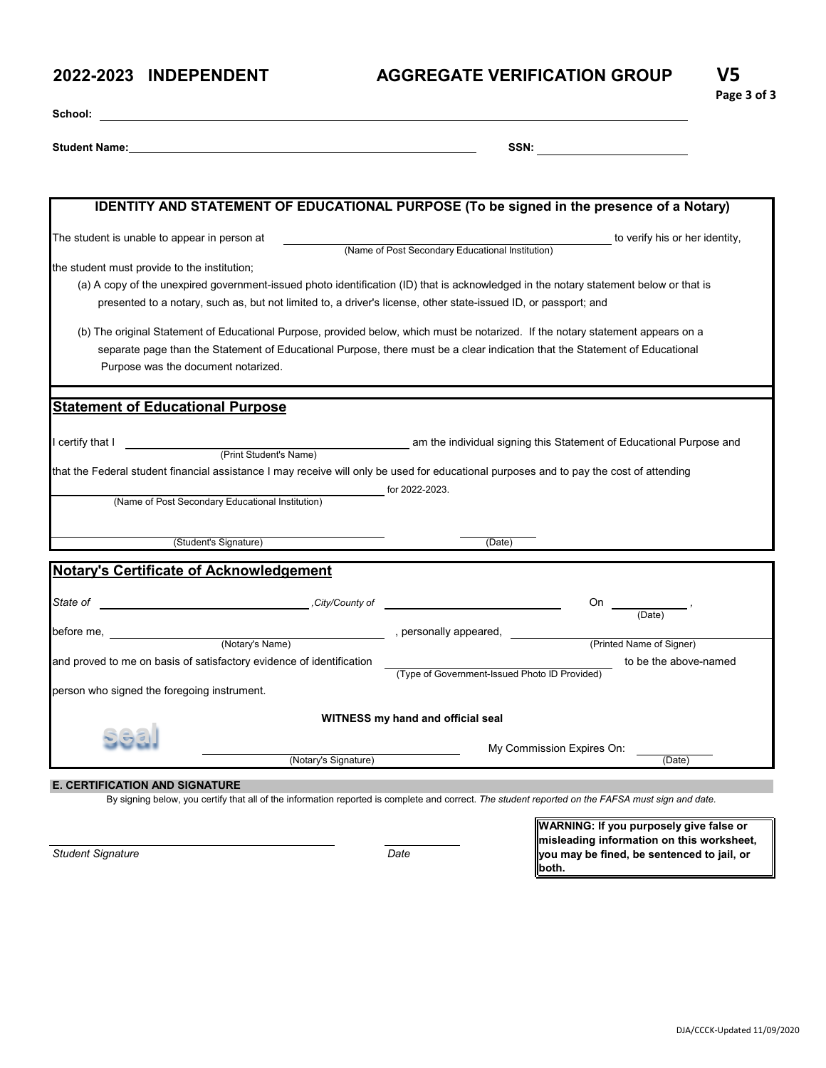# 2022-2023 INDEPENDENT AGGREGATE VERIFICATION GROUP V5

**School:** ______________________________

**Student Name:** ______________________________ **SSN:** ______________

## IDENTITY AND STATEMENT OF EDUCATIONAL PURPOSE (To be signed in the presence of a Notary)

The student is unable to appear in person at ______________________________ to verify his or her identity,
(Name of Post Secondary Educational Institution)

the student must provide to the institution;

(a) A copy of the unexpired government-issued photo identification (ID) that is acknowledged in the notary statement below or that is presented to a notary, such as, but not limited to, a driver's license, other state-issued ID, or passport; and

(b) The original Statement of Educational Purpose, provided below, which must be notarized. If the notary statement appears on a separate page than the Statement of Educational Purpose, there must be a clear indication that the Statement of Educational Purpose was the document notarized.

## Statement of Educational Purpose

I certify that I ______________________________ am the individual signing this Statement of Educational Purpose and
(Print Student's Name)

that the Federal student financial assistance I may receive will only be used for educational purposes and to pay the cost of attending

______________________________ for 2022-2023.
(Name of Post Secondary Educational Institution)

______________________________ ______________
(Student's Signature) (Date)

## Notary's Certificate of Acknowledgement

*State of* ______________ *,City/County of* ______________ On ______________ ,
(Date)

before me, ______________________________ , personally appeared, ______________________________
(Notary's Name) (Printed Name of Signer)

and proved to me on basis of satisfactory evidence of identification ______________________________ to be the above-named
(Type of Government-Issued Photo ID Provided)

person who signed the foregoing instrument.

**WITNESS my hand and official seal**

seal

______________________________ My Commission Expires On: ______________
(Notary's Signature) (Date)

**E. CERTIFICATION AND SIGNATURE**

By signing below, you certify that all of the information reported is complete and correct. *The student reported on the FAFSA must sign and date.*

______________________________ ______________
*Student Signature* *Date*

**WARNING: If you purposely give false or misleading information on this worksheet, you may be fined, be sentenced to jail, or both.**

DJA/CCCK-Updated 11/09/2020